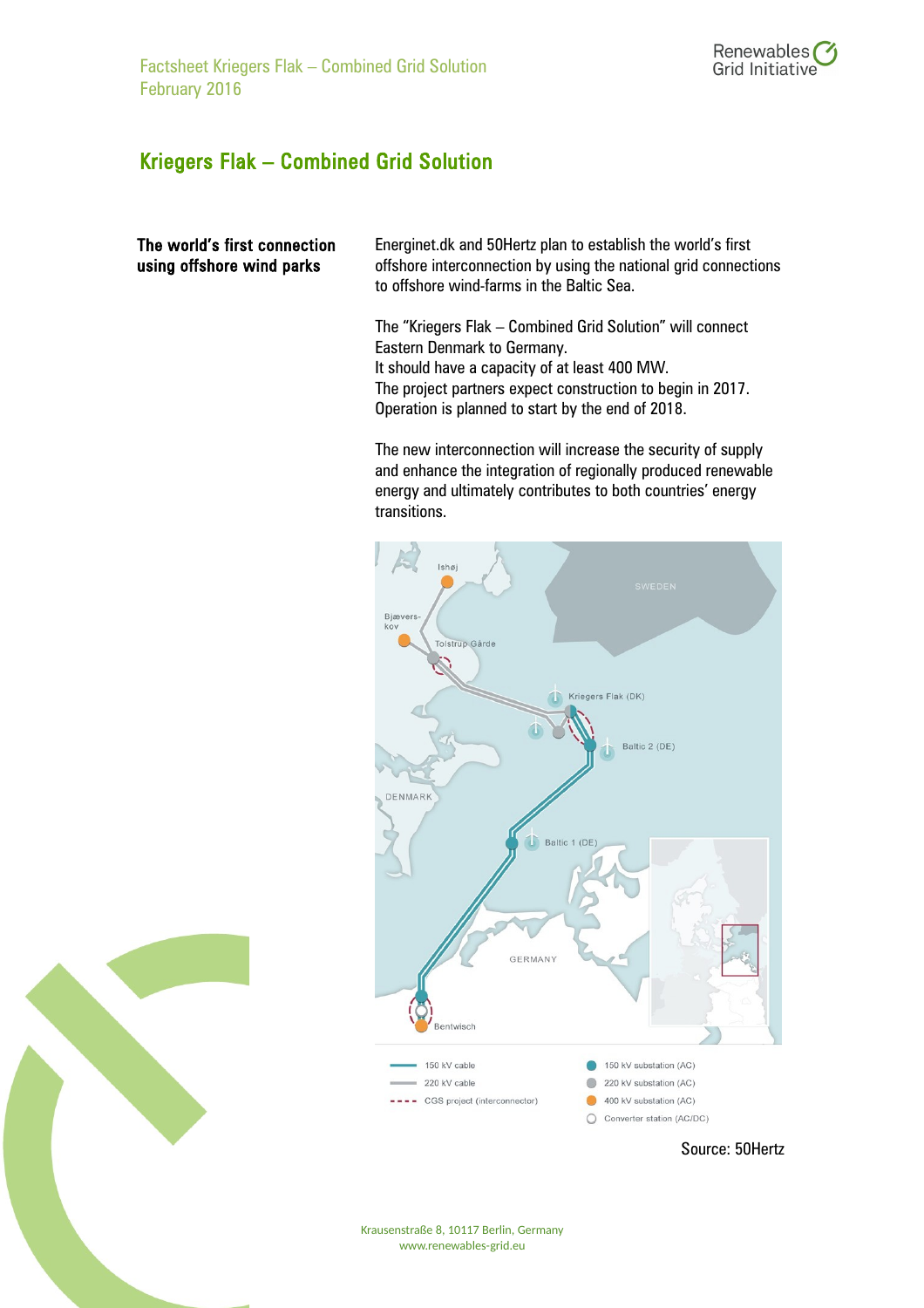# Kriegers Flak – Combined Grid Solution

**The world's first connection using offshore wind parks**

Energinet.dk and 50Hertz plan to establish the world's first offshore interconnection by using the national grid connections to offshore wind-farms in the Baltic Sea.

The "Kriegers Flak – Combined Grid Solution" will connect Eastern Denmark to Germany.
It should have a capacity of at least 400 MW.
The project partners expect construction to begin in 2017.
Operation is planned to start by the end of 2018.

The new interconnection will increase the security of supply and enhance the integration of regionally produced renewable energy and ultimately contributes to both countries' energy transitions.

Source: 50Hertz

Krausenstraße 8, 10117 Berlin, Germany
www.renewables-grid.eu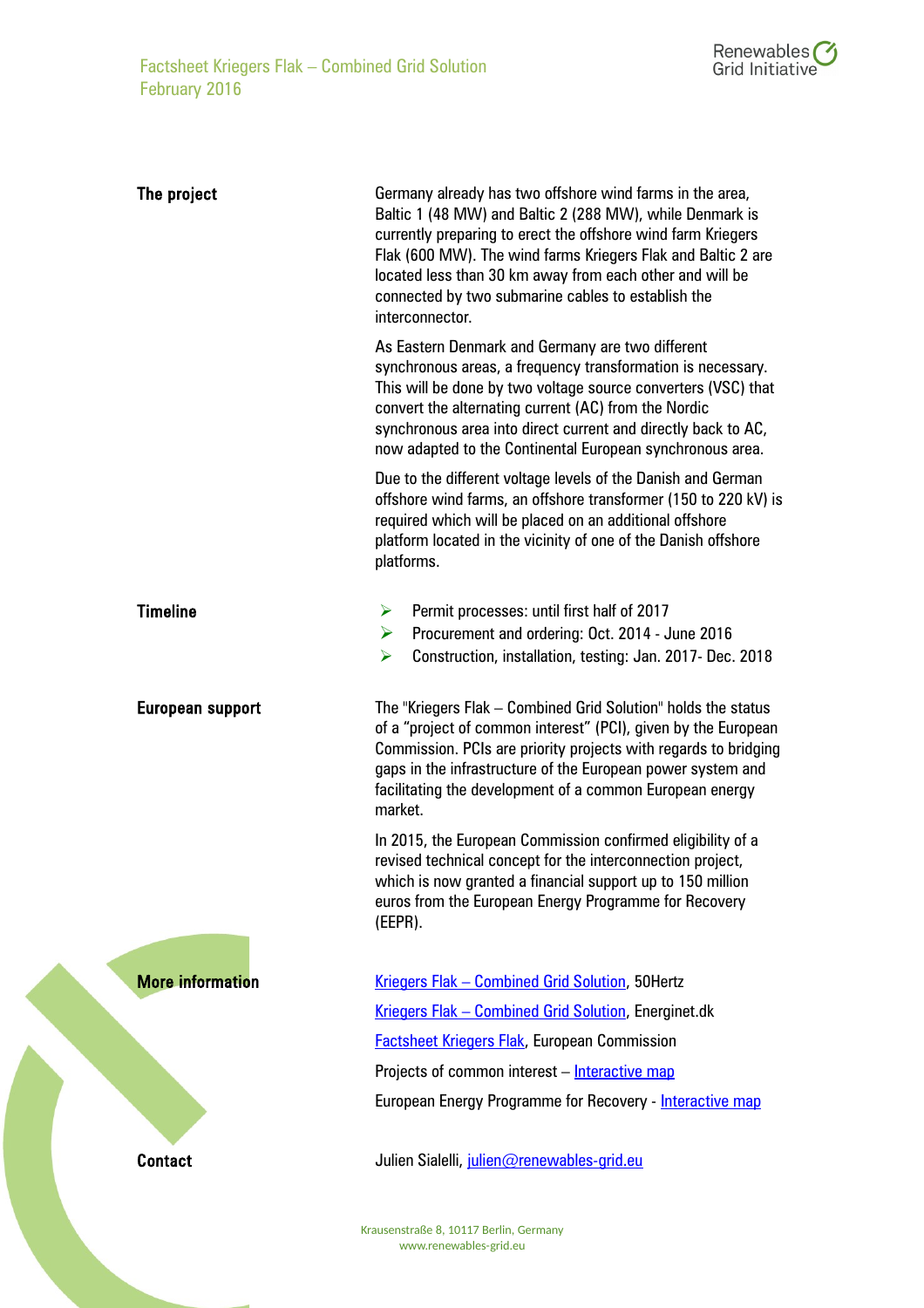## The project

Germany already has two offshore wind farms in the area, Baltic 1 (48 MW) and Baltic 2 (288 MW), while Denmark is currently preparing to erect the offshore wind farm Kriegers Flak (600 MW). The wind farms Kriegers Flak and Baltic 2 are located less than 30 km away from each other and will be connected by two submarine cables to establish the interconnector.

As Eastern Denmark and Germany are two different synchronous areas, a frequency transformation is necessary. This will be done by two voltage source converters (VSC) that convert the alternating current (AC) from the Nordic synchronous area into direct current and directly back to AC, now adapted to the Continental European synchronous area.

Due to the different voltage levels of the Danish and German offshore wind farms, an offshore transformer (150 to 220 kV) is required which will be placed on an additional offshore platform located in the vicinity of one of the Danish offshore platforms.

## Timeline

- Permit processes: until first half of 2017
- Procurement and ordering: Oct. 2014 - June 2016
- Construction, installation, testing: Jan. 2017- Dec. 2018

## European support

The "Kriegers Flak – Combined Grid Solution" holds the status of a "project of common interest" (PCI), given by the European Commission. PCIs are priority projects with regards to bridging gaps in the infrastructure of the European power system and facilitating the development of a common European energy market.

In 2015, the European Commission confirmed eligibility of a revised technical concept for the interconnection project, which is now granted a financial support up to 150 million euros from the European Energy Programme for Recovery (EEPR).

## More information

Kriegers Flak – Combined Grid Solution, 50Hertz

Kriegers Flak – Combined Grid Solution, Energinet.dk

Factsheet Kriegers Flak, European Commission

Projects of common interest – Interactive map

European Energy Programme for Recovery - Interactive map

## Contact

Julien Sialelli, julien@renewables-grid.eu